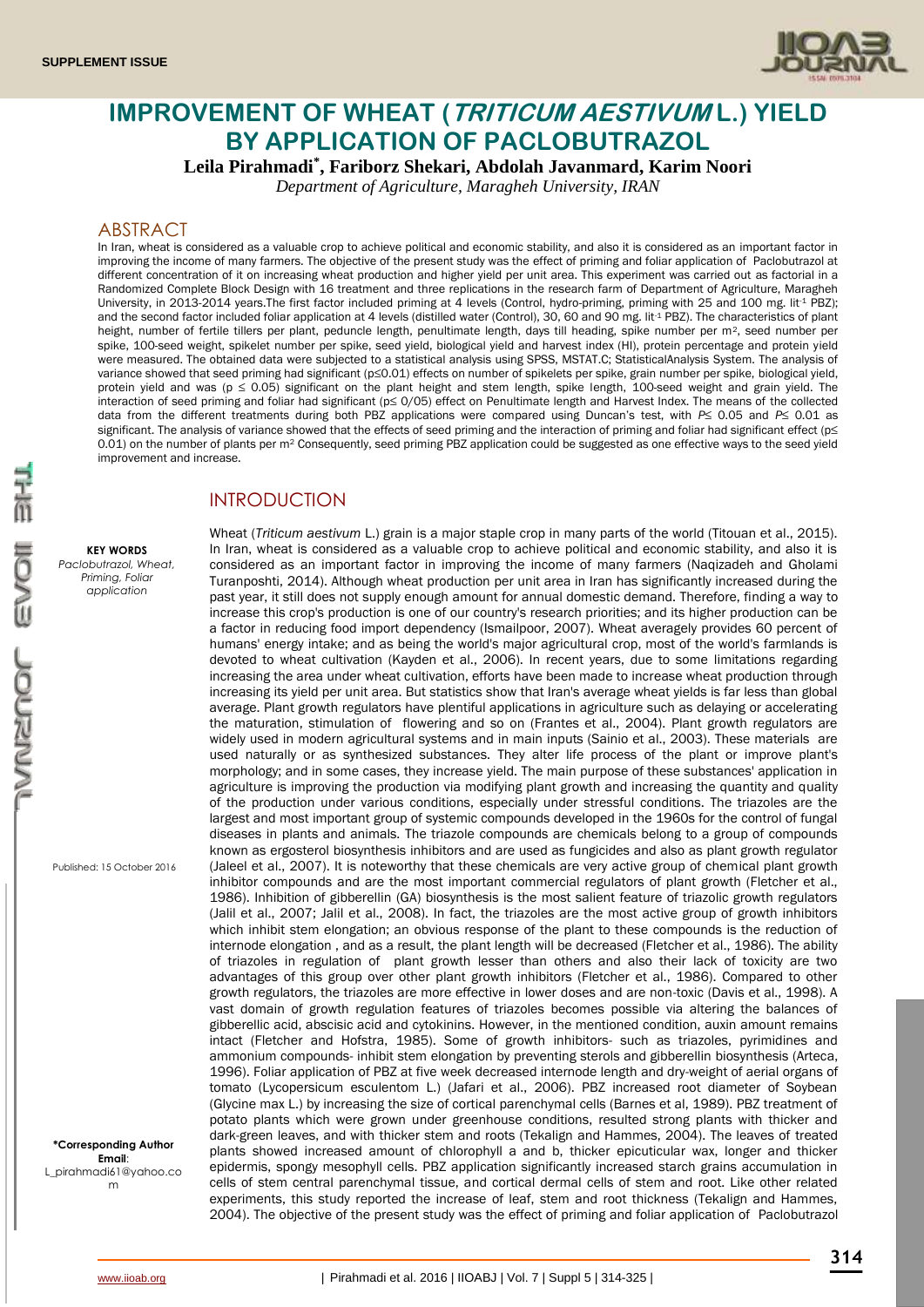SUPPLEMENT ISSUE

# IMPROVEMENT OF WHEAT (*TRITICUM AESTIVUM* L.) YIELD BY APPLICATION OF PACLOBUTRAZOL

**Leila Pirahmadi*, Fariborz Shekari, Abdolah Javanmard, Karim Noori**

*Department of Agriculture, Maragheh University, IRAN*

## ABSTRACT

In Iran, wheat is considered as a valuable crop to achieve political and economic stability, and also it is considered as an important factor in improving the income of many farmers. The objective of the present study was the effect of priming and foliar application of Paclobutrazol at different concentration of it on increasing wheat production and higher yield per unit area. This experiment was carried out as factorial in a Randomized Complete Block Design with 16 treatment and three replications in the research farm of Department of Agriculture, Maragheh University, in 2013-2014 years.The first factor included priming at 4 levels (Control, hydro-priming, priming with 25 and 100 mg. lit$^{-1}$ PBZ); and the second factor included foliar application at 4 levels (distilled water (Control), 30, 60 and 90 mg. lit$^{-1}$ PBZ). The characteristics of plant height, number of fertile tillers per plant, peduncle length, penultimate length, days till heading, spike number per m$^2$, seed number per spike, 100-seed weight, spikelet number per spike, seed yield, biological yield and harvest index (HI), protein percentage and protein yield were measured. The obtained data were subjected to a statistical analysis using SPSS, MSTAT.C; StatisticalAnalysis System. The analysis of variance showed that seed priming had significant ($p \leq 0.01$) effects on number of spikelets per spike, grain number per spike, biological yield, protein yield and was ($p \leq 0.05$) significant on the plant height and stem length, spike length, 100-seed weight and grain yield. The interaction of seed priming and foliar had significant ($p \leq 0/05$) effect on Penultimate length and Harvest Index. The means of the collected data from the different treatments during both PBZ applications were compared using Duncan's test, with $P \leq 0.05$ and $P \leq 0.01$ as significant. The analysis of variance showed that the effects of seed priming and the interaction of priming and foliar had significant ($p \leq 0.01$) on the number of plants per m$^2$ Consequently, seed priming PBZ application could be suggested as one effective ways to the seed yield improvement and increase.

**KEY WORDS**
*Paclobutrazol, Wheat, Priming, Foliar application*

Published: 15 October 2016

**\*Corresponding Author**
**Email**: L_pirahmadi61@yahoo.com

## INTRODUCTION

Wheat (*Triticum aestivum* L.) grain is a major staple crop in many parts of the world (Titouan et al., 2015). In Iran, wheat is considered as a valuable crop to achieve political and economic stability, and also it is considered as an important factor in improving the income of many farmers (Naqizadeh and Gholami Turanposhti, 2014). Although wheat production per unit area in Iran has significantly increased during the past year, it still does not supply enough amount for annual domestic demand. Therefore, finding a way to increase this crop's production is one of our country's research priorities; and its higher production can be a factor in reducing food import dependency (Ismailpoor, 2007). Wheat averagely provides 60 percent of humans' energy intake; and as being the world's major agricultural crop, most of the world's farmlands is devoted to wheat cultivation (Kayden et al., 2006). In recent years, due to some limitations regarding increasing the area under wheat cultivation, efforts have been made to increase wheat production through increasing its yield per unit area. But statistics show that Iran's average wheat yields is far less than global average. Plant growth regulators have plentiful applications in agriculture such as delaying or accelerating the maturation, stimulation of flowering and so on (Frantes et al., 2004). Plant growth regulators are widely used in modern agricultural systems and in main inputs (Sainio et al., 2003). These materials are used naturally or as synthesized substances. They alter life process of the plant or improve plant's morphology; and in some cases, they increase yield. The main purpose of these substances' application in agriculture is improving the production via modifying plant growth and increasing the quantity and quality of the production under various conditions, especially under stressful conditions. The triazoles are the largest and most important group of systemic compounds developed in the 1960s for the control of fungal diseases in plants and animals. The triazole compounds are chemicals belong to a group of compounds known as ergosterol biosynthesis inhibitors and are used as fungicides and also as plant growth regulator (Jaleel et al., 2007). It is noteworthy that these chemicals are very active group of chemical plant growth inhibitor compounds and are the most important commercial regulators of plant growth (Fletcher et al., 1986). Inhibition of gibberellin (GA) biosynthesis is the most salient feature of triazolic growth regulators (Jalil et al., 2007; Jalil et al., 2008). In fact, the triazoles are the most active group of growth inhibitors which inhibit stem elongation; an obvious response of the plant to these compounds is the reduction of internode elongation , and as a result, the plant length will be decreased (Fletcher et al., 1986). The ability of triazoles in regulation of plant growth lesser than others and also their lack of toxicity are two advantages of this group over other plant growth inhibitors (Fletcher et al., 1986). Compared to other growth regulators, the triazoles are more effective in lower doses and are non-toxic (Davis et al., 1998). A vast domain of growth regulation features of triazoles becomes possible via altering the balances of gibberellic acid, abscisic acid and cytokinins. However, in the mentioned condition, auxin amount remains intact (Fletcher and Hofstra, 1985). Some of growth inhibitors- such as triazoles, pyrimidines and ammonium compounds- inhibit stem elongation by preventing sterols and gibberellin biosynthesis (Arteca, 1996). Foliar application of PBZ at five week decreased internode length and dry-weight of aerial organs of tomato (Lycopersicum esculentom L.) (Jafari et al., 2006). PBZ increased root diameter of Soybean (Glycine max L.) by increasing the size of cortical parenchymal cells (Barnes et al, 1989). PBZ treatment of potato plants which were grown under greenhouse conditions, resulted strong plants with thicker and dark-green leaves, and with thicker stem and roots (Tekalign and Hammes, 2004). The leaves of treated plants showed increased amount of chlorophyll a and b, thicker epicuticular wax, longer and thicker epidermis, spongy mesophyll cells. PBZ application significantly increased starch grains accumulation in cells of stem central parenchymal tissue, and cortical dermal cells of stem and root. Like other related experiments, this study reported the increase of leaf, stem and root thickness (Tekalign and Hammes, 2004). The objective of the present study was the effect of priming and foliar application of Paclobutrazol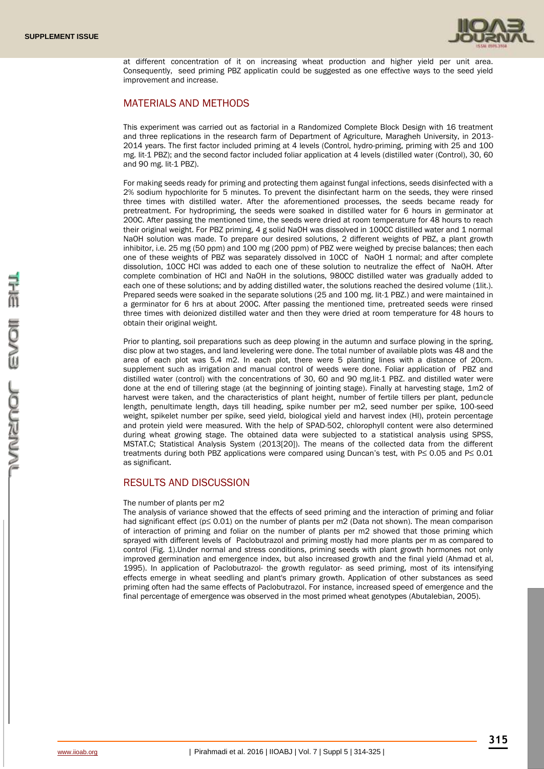at different concentration of it on increasing wheat production and higher yield per unit area. Consequently, seed priming PBZ applicatin could be suggested as one effective ways to the seed yield improvement and increase.

## MATERIALS AND METHODS

This experiment was carried out as factorial in a Randomized Complete Block Design with 16 treatment and three replications in the research farm of Department of Agriculture, Maragheh University, in 2013-2014 years. The first factor included priming at 4 levels (Control, hydro-priming, priming with 25 and 100 mg. lit-1 PBZ); and the second factor included foliar application at 4 levels (distilled water (Control), 30, 60 and 90 mg. lit-1 PBZ).

For making seeds ready for priming and protecting them against fungal infections, seeds disinfected with a 2% sodium hypochlorite for 5 minutes. To prevent the disinfectant harm on the seeds, they were rinsed three times with distilled water. After the aforementioned processes, the seeds became ready for pretreatment. For hydropriming, the seeds were soaked in distilled water for 6 hours in germinator at 200C. After passing the mentioned time, the seeds were dried at room temperature for 48 hours to reach their original weight. For PBZ priming, 4 g solid NaOH was dissolved in 100CC distilled water and 1 normal NaOH solution was made. To prepare our desired solutions, 2 different weights of PBZ, a plant growth inhibitor, i.e. 25 mg (50 ppm) and 100 mg (200 ppm) of PBZ were weighed by precise balances; then each one of these weights of PBZ was separately dissolved in 10CC of NaOH 1 normal; and after complete dissolution, 10CC HCl was added to each one of these solution to neutralize the effect of NaOH. After complete combination of HCl and NaOH in the solutions, 980CC distilled water was gradually added to each one of these solutions; and by adding distilled water, the solutions reached the desired volume (1lit.). Prepared seeds were soaked in the separate solutions (25 and 100 mg. lit-1 PBZ.) and were maintained in a germinator for 6 hrs at about 200C. After passing the mentioned time, pretreated seeds were rinsed three times with deionized distilled water and then they were dried at room temperature for 48 hours to obtain their original weight.

Prior to planting, soil preparations such as deep plowing in the autumn and surface plowing in the spring, disc plow at two stages, and land levelering were done. The total number of available plots was 48 and the area of each plot was 5.4 m2. In each plot, there were 5 planting lines with a distance of 20cm. supplement such as irrigation and manual control of weeds were done. Foliar application of PBZ and distilled water (control) with the concentrations of 30, 60 and 90 mg.lit-1 PBZ. and distilled water were done at the end of tillering stage (at the beginning of jointing stage). Finally at harvesting stage, 1m2 of harvest were taken, and the characteristics of plant height, number of fertile tillers per plant, peduncle length, penultimate length, days till heading, spike number per m2, seed number per spike, 100-seed weight, spikelet number per spike, seed yield, biological yield and harvest index (HI), protein percentage and protein yield were measured. With the help of SPAD-502, chlorophyll content were also determined during wheat growing stage. The obtained data were subjected to a statistical analysis using SPSS, MSTAT.C; Statistical Analysis System (2013[20]). The means of the collected data from the different treatments during both PBZ applications were compared using Duncan's test, with $P \leq 0.05$ and $P \leq 0.01$ as significant.

## RESULTS AND DISCUSSION

### The number of plants per m2

The analysis of variance showed that the effects of seed priming and the interaction of priming and foliar had significant effect ($p \leq 0.01$) on the number of plants per m2 (Data not shown). The mean comparison of interaction of priming and foliar on the number of plants per m2 showed that those priming which sprayed with different levels of Paclobutrazol and priming mostly had more plants per m as compared to control (Fig. 1).Under normal and stress conditions, priming seeds with plant growth hormones not only improved germination and emergence index, but also increased growth and the final yield (Ahmad et al, 1995). In application of Paclobutrazol- the growth regulator- as seed priming, most of its intensifying effects emerge in wheat seedling and plant's primary growth. Application of other substances as seed priming often had the same effects of Paclobutrazol. For instance, increased speed of emergence and the final percentage of emergence was observed in the most primed wheat genotypes (Abutalebian, 2005).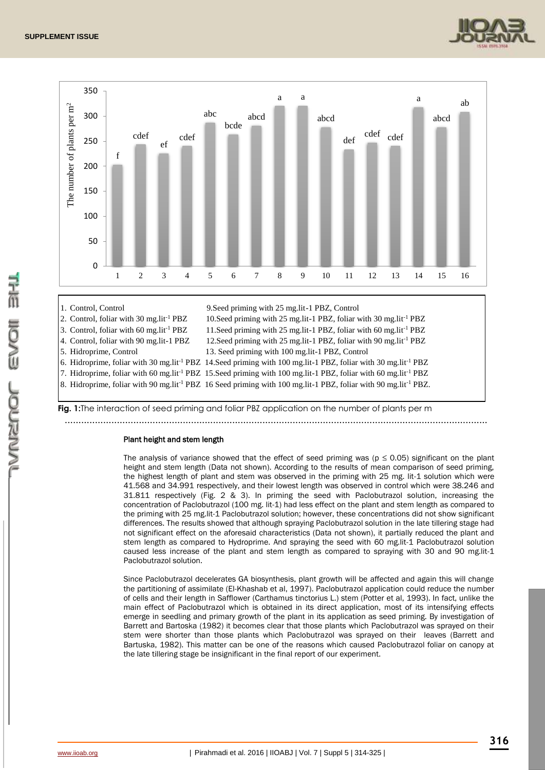1. Control, Control
2. Control, foliar with 30 mg.lit$^{-1}$ PBZ
3. Control, foliar with 60 mg.lit$^{-1}$ PBZ
4. Control, foliar with 90 mg.lit-1 PBZ
5. Hidroprime, Control
6. Hidroprime, foliar with 30 mg.lit$^{-1}$ PBZ
7. Hidroprime, foliar with 60 mg.lit$^{-1}$ PBZ
8. Hidroprime, foliar with 90 mg.lit$^{-1}$ PBZ
9. Seed priming with 25 mg.lit-1 PBZ, Control
10. Seed priming with 25 mg.lit-1 PBZ, foliar with 30 mg.lit$^{-1}$ PBZ
11. Seed priming with 25 mg.lit-1 PBZ, foliar with 60 mg.lit$^{-1}$ PBZ
12. Seed priming with 25 mg.lit-1 PBZ, foliar with 90 mg.lit$^{-1}$ PBZ
13. Seed priming with 100 mg.lit-1 PBZ, Control
14. Seed priming with 100 mg.lit-1 PBZ, foliar with 30 mg.lit$^{-1}$ PBZ
15. Seed priming with 100 mg.lit-1 PBZ, foliar with 60 mg.lit$^{-1}$ PBZ
16. Seed priming with 100 mg.lit-1 PBZ, foliar with 90 mg.lit$^{-1}$ PBZ.

**Fig. 1:** The interaction of seed priming and foliar PBZ application on the number of plants per m

#### Plant height and stem length

The analysis of variance showed that the effect of seed priming was ($p \leq 0.05$) significant on the plant height and stem length (Data not shown). According to the results of mean comparison of seed priming, the highest length of plant and stem was observed in the priming with 25 mg. lit-1 solution which were 41.568 and 34.991 respectively, and their lowest length was observed in control which were 38.246 and 31.811 respectively (Fig. 2 & 3). In priming the seed with Paclobutrazol solution, increasing the concentration of Paclobutrazol (100 mg. lit-1) had less effect on the plant and stem length as compared to the priming with 25 mg.lit-1 Paclobutrazol solution; however, these concentrations did not show significant differences. The results showed that although spraying Paclobutrazol solution in the late tillering stage had not significant effect on the aforesaid characteristics (Data not shown), it partially reduced the plant and stem length as compared to Hydroprime. And spraying the seed with 60 mg.lit-1 Paclobutrazol solution caused less increase of the plant and stem length as compared to spraying with 30 and 90 mg.lit-1 Paclobutrazol solution.

Since Paclobutrazol decelerates GA biosynthesis, plant growth will be affected and again this will change the partitioning of assimilate (El-Khashab et al, 1997). Paclobutrazol application could reduce the number of cells and their length in Safflower (Carthamus tinctorius L.) stem (Potter et al, 1993). In fact, unlike the main effect of Paclobutrazol which is obtained in its direct application, most of its intensifying effects emerge in seedling and primary growth of the plant in its application as seed priming. By investigation of Barrett and Bartoska (1982) it becomes clear that those plants which Paclobutrazol was sprayed on their stem were shorter than those plants which Paclobutrazol was sprayed on their leaves (Barrett and Bartuska, 1982). This matter can be one of the reasons which caused Paclobutrazol foliar on canopy at the late tillering stage be insignificant in the final report of our experiment.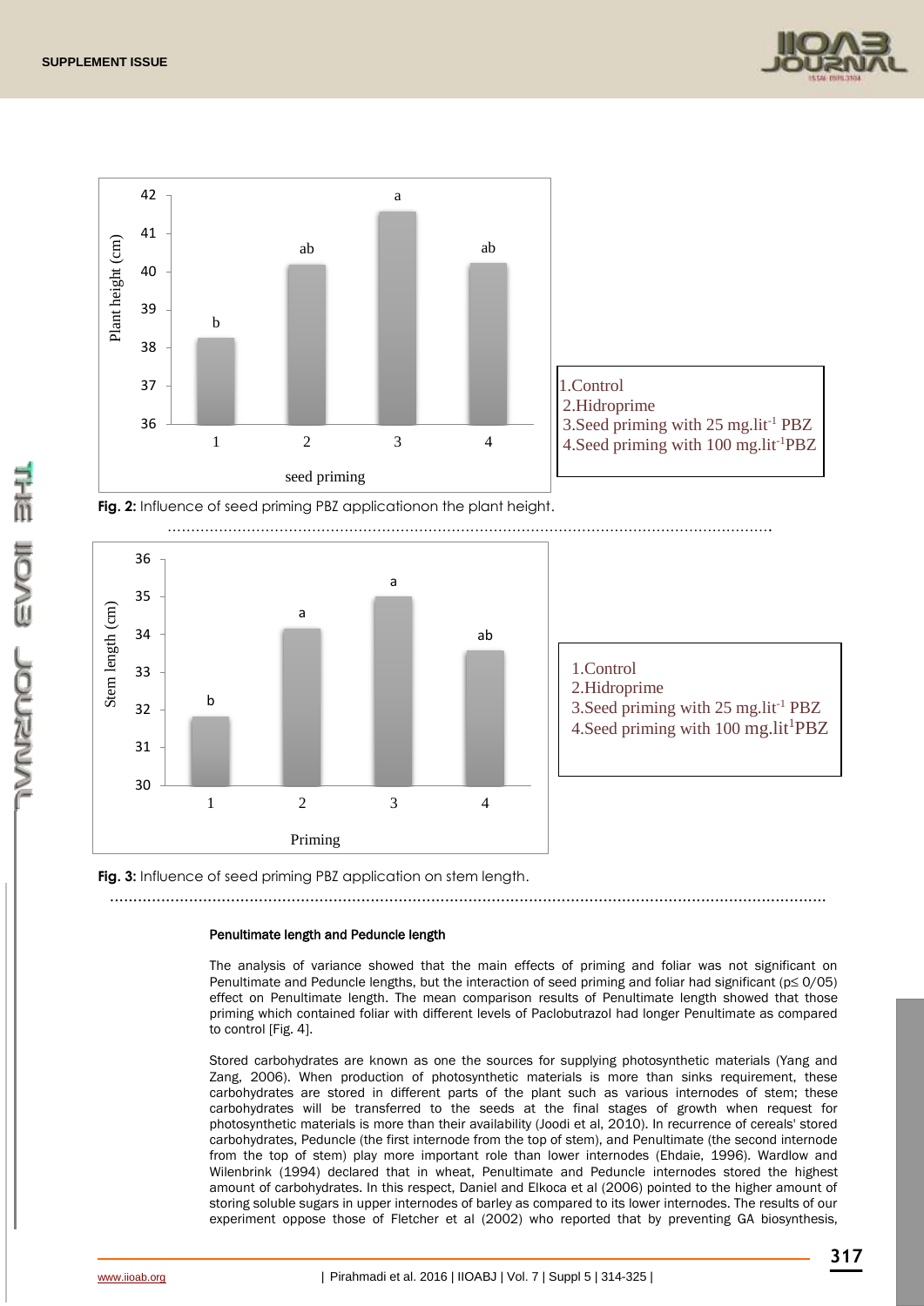Fig. 2: Influence of seed priming PBZ applicationon the plant height.

Fig. 3: Influence of seed priming PBZ application on stem length.

#### Penultimate length and Peduncle length

The analysis of variance showed that the main effects of priming and foliar was not significant on Penultimate and Peduncle lengths, but the interaction of seed priming and foliar had significant (p≤ 0/05) effect on Penultimate length. The mean comparison results of Penultimate length showed that those priming which contained foliar with different levels of Paclobutrazol had longer Penultimate as compared to control [Fig. 4].

Stored carbohydrates are known as one the sources for supplying photosynthetic materials (Yang and Zang, 2006). When production of photosynthetic materials is more than sinks requirement, these carbohydrates are stored in different parts of the plant such as various internodes of stem; these carbohydrates will be transferred to the seeds at the final stages of growth when request for photosynthetic materials is more than their availability (Joodi et al, 2010). In recurrence of cereals' stored carbohydrates, Peduncle (the first internode from the top of stem), and Penultimate (the second internode from the top of stem) play more important role than lower internodes (Ehdaie, 1996). Wardlow and Wilenbrink (1994) declared that in wheat, Penultimate and Peduncle internodes stored the highest amount of carbohydrates. In this respect, Daniel and Elkoca et al (2006) pointed to the higher amount of storing soluble sugars in upper internodes of barley as compared to its lower internodes. The results of our experiment oppose those of Fletcher et al (2002) who reported that by preventing GA biosynthesis,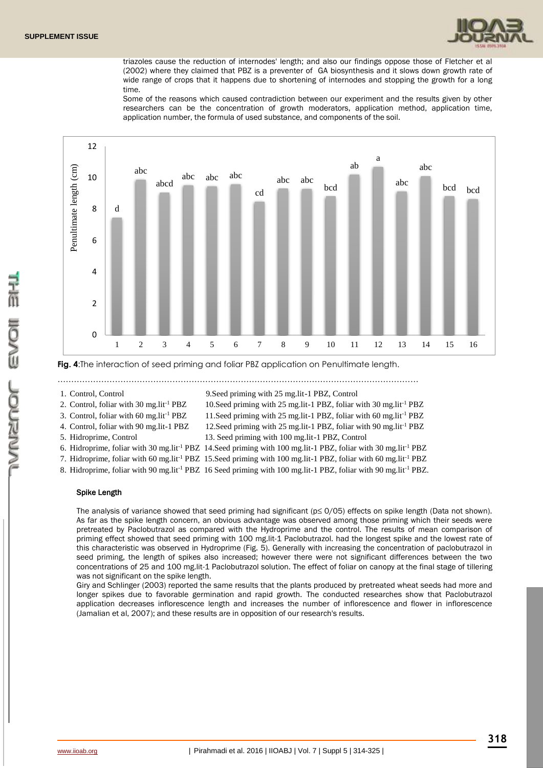triazoles cause the reduction of internodes' length; and also our findings oppose those of Fletcher et al (2002) where they claimed that PBZ is a preventer of GA biosynthesis and it slows down growth rate of wide range of crops that it happens due to shortening of internodes and stopping the growth for a long time.

Some of the reasons which caused contradiction between our experiment and the results given by other researchers can be the concentration of growth moderators, application method, application time, application number, the formula of used substance, and components of the soil.

**Fig. 4**:The interaction of seed priming and foliar PBZ application on Penultimate length.

1. Control, Control
2. Control, foliar with 30 mg.lit$^{-1}$ PBZ
3. Control, foliar with 60 mg.lit$^{-1}$ PBZ
4. Control, foliar with 90 mg.lit-1 PBZ
5. Hidroprime, Control
6. Hidroprime, foliar with 30 mg.lit$^{-1}$ PBZ
7. Hidroprime, foliar with 60 mg.lit$^{-1}$ PBZ
8. Hidroprime, foliar with 90 mg.lit$^{-1}$ PBZ
9. Seed priming with 25 mg.lit-1 PBZ, Control
10. Seed priming with 25 mg.lit-1 PBZ, foliar with 30 mg.lit$^{-1}$ PBZ
11. Seed priming with 25 mg.lit-1 PBZ, foliar with 60 mg.lit$^{-1}$ PBZ
12. Seed priming with 25 mg.lit-1 PBZ, foliar with 90 mg.lit$^{-1}$ PBZ
13. Seed priming with 100 mg.lit-1 PBZ, Control
14. Seed priming with 100 mg.lit-1 PBZ, foliar with 30 mg.lit$^{-1}$ PBZ
15. Seed priming with 100 mg.lit-1 PBZ, foliar with 60 mg.lit$^{-1}$ PBZ
16. Seed priming with 100 mg.lit-1 PBZ, foliar with 90 mg.lit$^{-1}$ PBZ.

### Spike Length

The analysis of variance showed that seed priming had significant ($p \leq 0/05$) effects on spike length (Data not shown). As far as the spike length concern, an obvious advantage was observed among those priming which their seeds were pretreated by Paclobutrazol as compared with the Hydroprime and the control. The results of mean comparison of priming effect showed that seed priming with 100 mg.lit-1 Paclobutrazol. had the longest spike and the lowest rate of this characteristic was observed in Hydroprime (Fig. 5). Generally with increasing the concentration of paclobutrazol in seed priming, the length of spikes also increased; however there were not significant differences between the two concentrations of 25 and 100 mg.lit-1 Paclobutrazol solution. The effect of foliar on canopy at the final stage of tillering was not significant on the spike length.

Giry and Schlinger (2003) reported the same results that the plants produced by pretreated wheat seeds had more and longer spikes due to favorable germination and rapid growth. The conducted researches show that Paclobutrazol application decreases inflorescence length and increases the number of inflorescence and flower in inflorescence (Jamalian et al, 2007); and these results are in opposition of our research's results.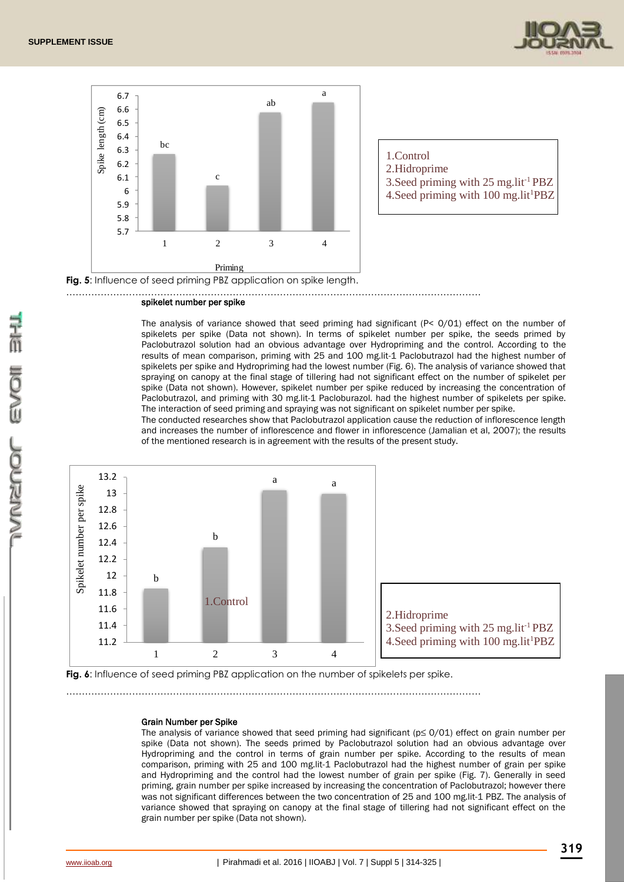1.Control
2.Hidroprime
3.Seed priming with 25 mg.lit$^{-1}$ PBZ
4.Seed priming with 100 mg.lit$^{1}$PBZ

**Fig. 5**: Influence of seed priming PBZ application on spike length.

### spikelet number per spike

The analysis of variance showed that seed priming had significant (P< 0/01) effect on the number of spikelets per spike (Data not shown). In terms of spikelet number per spike, the seeds primed by Paclobutrazol solution had an obvious advantage over Hydropriming and the control. According to the results of mean comparison, priming with 25 and 100 mg.lit-1 Paclobutrazol had the highest number of spikelets per spike and Hydropriming had the lowest number (Fig. 6). The analysis of variance showed that spraying on canopy at the final stage of tillering had not significant effect on the number of spikelet per spike (Data not shown). However, spikelet number per spike reduced by increasing the concentration of Paclobutrazol, and priming with 30 mg.lit-1 Paclobutrazol. had the highest number of spikelets per spike. The interaction of seed priming and spraying was not significant on spikelet number per spike.

The conducted researches show that Paclobutrazol application cause the reduction of inflorescence length and increases the number of inflorescence and flower in inflorescence (Jamalian et al, 2007); the results of the mentioned research is in agreement with the results of the present study.

1.Control
2.Hidroprime
3.Seed priming with 25 mg.lit$^{-1}$ PBZ
4.Seed priming with 100 mg.lit$^{1}$PBZ

**Fig. 6**: Influence of seed priming PBZ application on the number of spikelets per spike.

### Grain Number per Spike

The analysis of variance showed that seed priming had significant (p≤ 0/01) effect on grain number per spike (Data not shown). The seeds primed by Paclobutrazol solution had an obvious advantage over Hydropriming and the control in terms of grain number per spike. According to the results of mean comparison, priming with 25 and 100 mg.lit-1 Paclobutrazol had the highest number of grain per spike and Hydropriming and the control had the lowest number of grain per spike (Fig. 7). Generally in seed priming, grain number per spike increased by increasing the concentration of Paclobutrazol; however there was not significant differences between the two concentration of 25 and 100 mg.lit-1 PBZ. The analysis of variance showed that spraying on canopy at the final stage of tillering had not significant effect on the grain number per spike (Data not shown).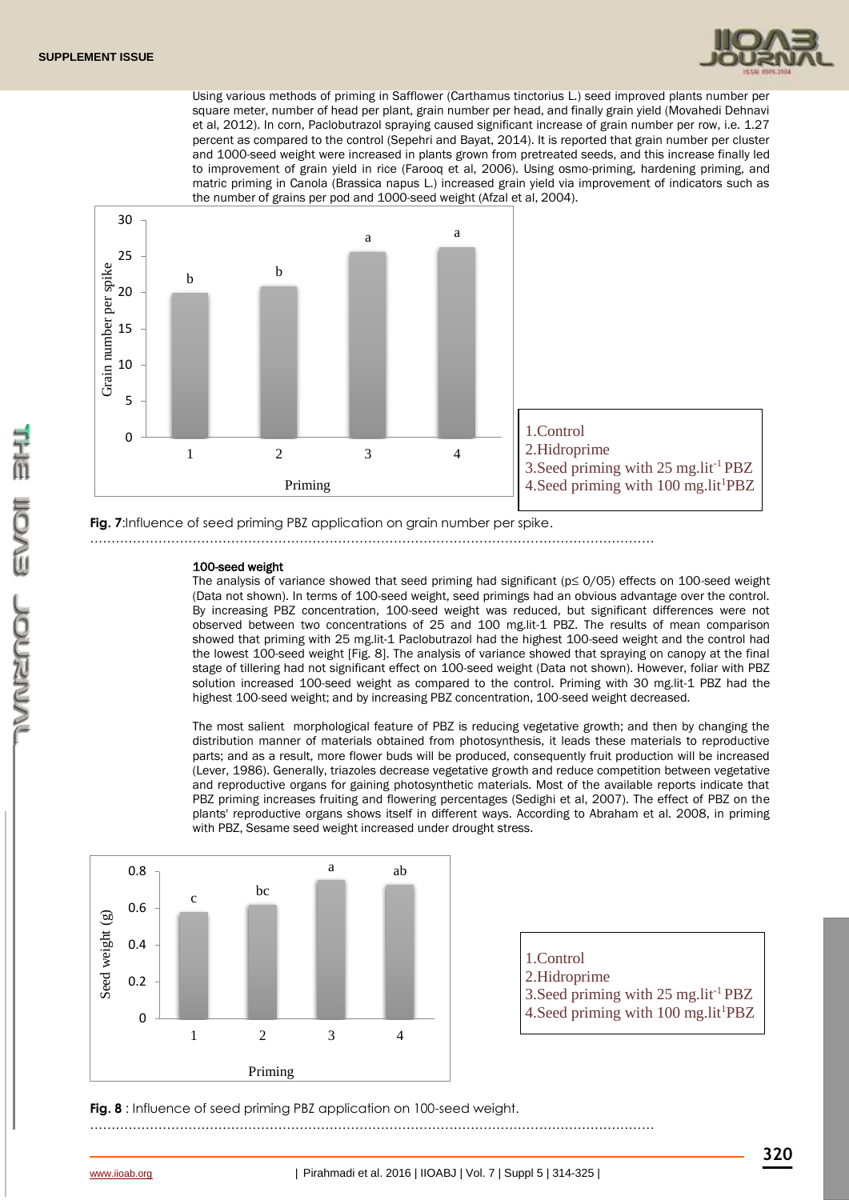Using various methods of priming in Safflower (Carthamus tinctorius L.) seed improved plants number per square meter, number of head per plant, grain number per head, and finally grain yield (Movahedi Dehnavi et al, 2012). In corn, Paclobutrazol spraying caused significant increase of grain number per row, i.e. 1.27 percent as compared to the control (Sepehri and Bayat, 2014). It is reported that grain number per cluster and 1000-seed weight were increased in plants grown from pretreated seeds, and this increase finally led to improvement of grain yield in rice (Farooq et al, 2006). Using osmo-priming, hardening priming, and matric priming in Canola (Brassica napus L.) increased grain yield via improvement of indicators such as the number of grains per pod and 1000-seed weight (Afzal et al, 2004).

1.Control
2.Hidroprime
3.Seed priming with 25 mg.lit$^{-1}$ PBZ
4.Seed priming with 100 mg.lit$^{1}$PBZ

**Fig. 7**:Influence of seed priming PBZ application on grain number per spike.

### 100-seed weight

The analysis of variance showed that seed priming had significant (p≤ 0/05) effects on 100-seed weight (Data not shown). In terms of 100-seed weight, seed primings had an obvious advantage over the control. By increasing PBZ concentration, 100-seed weight was reduced, but significant differences were not observed between two concentrations of 25 and 100 mg.lit-1 PBZ. The results of mean comparison showed that priming with 25 mg.lit-1 Paclobutrazol had the highest 100-seed weight and the control had the lowest 100-seed weight [Fig. 8]. The analysis of variance showed that spraying on canopy at the final stage of tillering had not significant effect on 100-seed weight (Data not shown). However, foliar with PBZ solution increased 100-seed weight as compared to the control. Priming with 30 mg.lit-1 PBZ had the highest 100-seed weight; and by increasing PBZ concentration, 100-seed weight decreased.

The most salient morphological feature of PBZ is reducing vegetative growth; and then by changing the distribution manner of materials obtained from photosynthesis, it leads these materials to reproductive parts; and as a result, more flower buds will be produced, consequently fruit production will be increased (Lever, 1986). Generally, triazoles decrease vegetative growth and reduce competition between vegetative and reproductive organs for gaining photosynthetic materials. Most of the available reports indicate that PBZ priming increases fruiting and flowering percentages (Sedighi et al, 2007). The effect of PBZ on the plants' reproductive organs shows itself in different ways. According to Abraham et al. 2008, in priming with PBZ, Sesame seed weight increased under drought stress.

1.Control
2.Hidroprime
3.Seed priming with 25 mg.lit$^{-1}$ PBZ
4.Seed priming with 100 mg.lit$^{1}$PBZ

**Fig. 8** : Influence of seed priming PBZ application on 100-seed weight.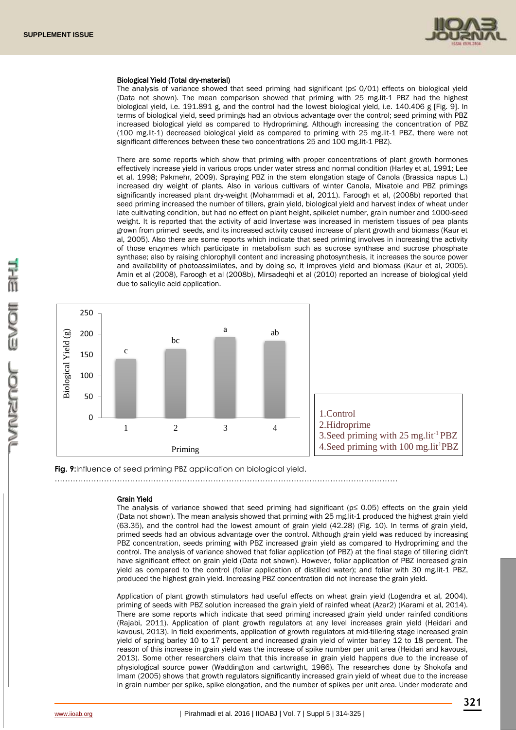### Biological Yield (Total dry-material)

The analysis of variance showed that seed priming had significant ($p \leq 0/01$) effects on biological yield (Data not shown). The mean comparison showed that priming with 25 mg.lit-1 PBZ had the highest biological yield, i.e. 191.891 g, and the control had the lowest biological yield, i.e. 140.406 g [Fig. 9]. In terms of biological yield, seed primings had an obvious advantage over the control; seed priming with PBZ increased biological yield as compared to Hydropriming. Although increasing the concentration of PBZ (100 mg.lit-1) decreased biological yield as compared to priming with 25 mg.lit-1 PBZ, there were not significant differences between these two concentrations 25 and 100 mg.lit-1 PBZ).

There are some reports which show that priming with proper concentrations of plant growth hormones effectively increase yield in various crops under water stress and normal condition (Harley et al, 1991; Lee et al, 1998; Pakmehr, 2009). Spraying PBZ in the stem elongation stage of Canola (Brassica napus L.) increased dry weight of plants. Also in various cultivars of winter Canola, Mixatole and PBZ primings significantly increased plant dry-weight (Mohammadi et al, 2011). Faroogh et al, (2008b) reported that seed priming increased the number of tillers, grain yield, biological yield and harvest index of wheat under late cultivating condition, but had no effect on plant height, spikelet number, grain number and 1000-seed weight. It is reported that the activity of acid Invertase was increased in meristem tissues of pea plants grown from primed seeds, and its increased activity caused increase of plant growth and biomass (Kaur et al, 2005). Also there are some reports which indicate that seed priming involves in increasing the activity of those enzymes which participate in metabolism such as sucrose synthase and sucrose phosphate synthase; also by raising chlorophyll content and increasing photosynthesis, it increases the source power and availability of photoassimilates, and by doing so, it improves yield and biomass (Kaur et al, 2005). Amin et al (2008), Faroogh et al (2008b), Mirsadeqhi et al (2010) reported an increase of biological yield due to salicylic acid application.

1.Control
2.Hidroprime
3.Seed priming with 25 mg.lit$^{-1}$ PBZ
4.Seed priming with 100 mg.lit$^{1}$PBZ

**Fig. 9:** Influence of seed priming PBZ application on biological yield.

### Grain Yield

The analysis of variance showed that seed priming had significant ($p \leq 0.05$) effects on the grain yield (Data not shown). The mean analysis showed that priming with 25 mg.lit-1 produced the highest grain yield (63.35), and the control had the lowest amount of grain yield (42.28) (Fig. 10). In terms of grain yield, primed seeds had an obvious advantage over the control. Although grain yield was reduced by increasing PBZ concentration, seeds priming with PBZ increased grain yield as compared to Hydropriming and the control. The analysis of variance showed that foliar application (of PBZ) at the final stage of tillering didn't have significant effect on grain yield (Data not shown). However, foliar application of PBZ increased grain yield as compared to the control (foliar application of distilled water); and foliar with 30 mg.lit-1 PBZ, produced the highest grain yield. Increasing PBZ concentration did not increase the grain yield.

Application of plant growth stimulators had useful effects on wheat grain yield (Logendra et al, 2004). priming of seeds with PBZ solution increased the grain yield of rainfed wheat (Azar2) (Karami et al, 2014). There are some reports which indicate that seed priming increased grain yield under rainfed conditions (Rajabi, 2011). Application of plant growth regulators at any level increases grain yield (Heidari and kavousi, 2013). In field experiments, application of growth regulators at mid-tillering stage increased grain yield of spring barley 10 to 17 percent and increased grain yield of winter barley 12 to 18 percent. The reason of this increase in grain yield was the increase of spike number per unit area (Heidari and kavousi, 2013). Some other researchers claim that this increase in grain yield happens due to the increase of physiological source power (Waddington and cartwright, 1986). The researches done by Shokofa and Imam (2005) shows that growth regulators significantly increased grain yield of wheat due to the increase in grain number per spike, spike elongation, and the number of spikes per unit area. Under moderate and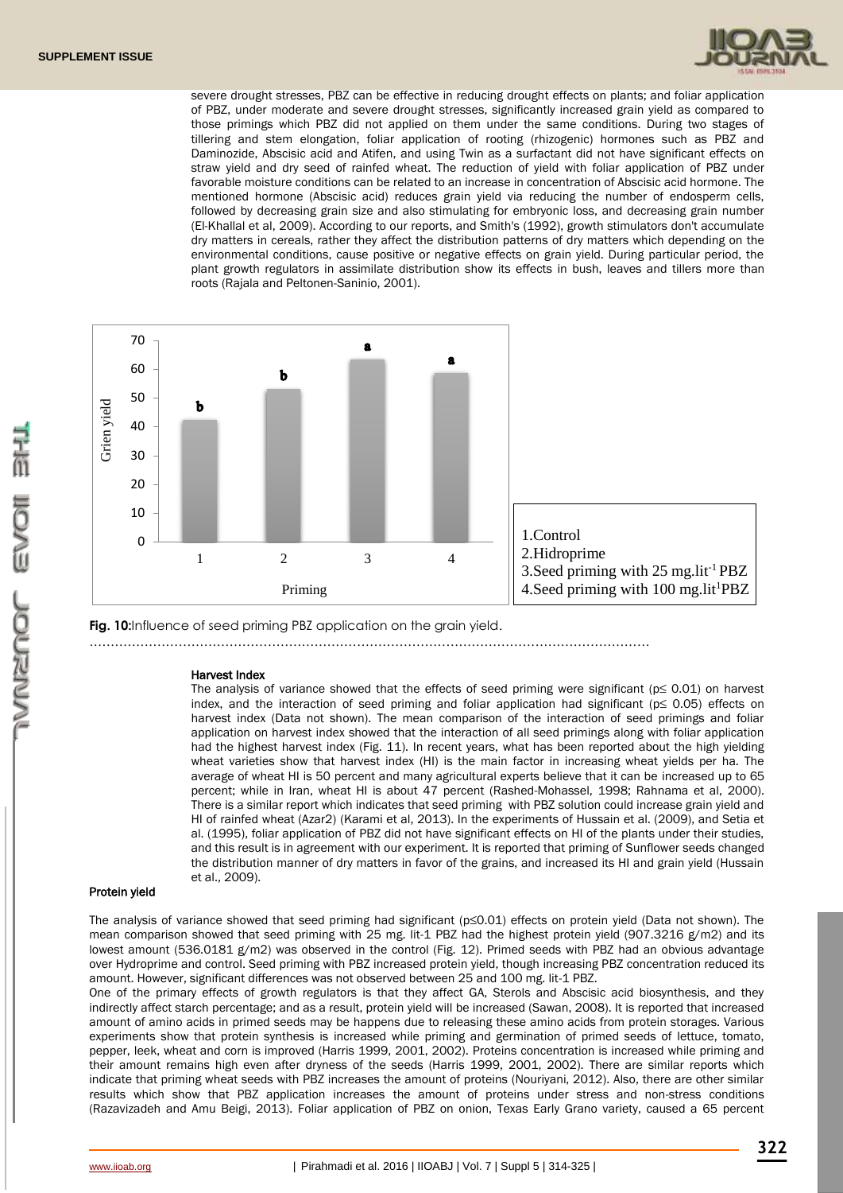severe drought stresses, PBZ can be effective in reducing drought effects on plants; and foliar application of PBZ, under moderate and severe drought stresses, significantly increased grain yield as compared to those primings which PBZ did not applied on them under the same conditions. During two stages of tillering and stem elongation, foliar application of rooting (rhizogenic) hormones such as PBZ and Daminozide, Abscisic acid and Atifen, and using Twin as a surfactant did not have significant effects on straw yield and dry seed of rainfed wheat. The reduction of yield with foliar application of PBZ under favorable moisture conditions can be related to an increase in concentration of Abscisic acid hormone. The mentioned hormone (Abscisic acid) reduces grain yield via reducing the number of endosperm cells, followed by decreasing grain size and also stimulating for embryonic loss, and decreasing grain number (El-Khallal et al, 2009). According to our reports, and Smith's (1992), growth stimulators don't accumulate dry matters in cereals, rather they affect the distribution patterns of dry matters which depending on the environmental conditions, cause positive or negative effects on grain yield. During particular period, the plant growth regulators in assimilate distribution show its effects in bush, leaves and tillers more than roots (Rajala and Peltonen-Saninio, 2001).

1.Control
2.Hidroprime
3.Seed priming with 25 mg.lit$^{-1}$ PBZ
4.Seed priming with 100 mg.lit$^{1}$PBZ

**Fig. 10:** Influence of seed priming PBZ application on the grain yield.

### Harvest Index

The analysis of variance showed that the effects of seed priming were significant (p≤ 0.01) on harvest index, and the interaction of seed priming and foliar application had significant (p≤ 0.05) effects on harvest index (Data not shown). The mean comparison of the interaction of seed primings and foliar application on harvest index showed that the interaction of all seed primings along with foliar application had the highest harvest index (Fig. 11). In recent years, what has been reported about the high yielding wheat varieties show that harvest index (HI) is the main factor in increasing wheat yields per ha. The average of wheat HI is 50 percent and many agricultural experts believe that it can be increased up to 65 percent; while in Iran, wheat HI is about 47 percent (Rashed-Mohassel, 1998; Rahnama et al, 2000). There is a similar report which indicates that seed priming with PBZ solution could increase grain yield and HI of rainfed wheat (Azar2) (Karami et al, 2013). In the experiments of Hussain et al. (2009), and Setia et al. (1995), foliar application of PBZ did not have significant effects on HI of the plants under their studies, and this result is in agreement with our experiment. It is reported that priming of Sunflower seeds changed the distribution manner of dry matters in favor of the grains, and increased its HI and grain yield (Hussain et al., 2009).

### Protein yield

The analysis of variance showed that seed priming had significant (p≤0.01) effects on protein yield (Data not shown). The mean comparison showed that seed priming with 25 mg. lit-1 PBZ had the highest protein yield (907.3216 g/m2) and its lowest amount (536.0181 g/m2) was observed in the control (Fig. 12). Primed seeds with PBZ had an obvious advantage over Hydroprime and control. Seed priming with PBZ increased protein yield, though increasing PBZ concentration reduced its amount. However, significant differences was not observed between 25 and 100 mg. lit-1 PBZ.

One of the primary effects of growth regulators is that they affect GA, Sterols and Abscisic acid biosynthesis, and they indirectly affect starch percentage; and as a result, protein yield will be increased (Sawan, 2008). It is reported that increased amount of amino acids in primed seeds may be happens due to releasing these amino acids from protein storages. Various experiments show that protein synthesis is increased while priming and germination of primed seeds of lettuce, tomato, pepper, leek, wheat and corn is improved (Harris 1999, 2001, 2002). Proteins concentration is increased while priming and their amount remains high even after dryness of the seeds (Harris 1999, 2001, 2002). There are similar reports which indicate that priming wheat seeds with PBZ increases the amount of proteins (Nouriyani, 2012). Also, there are other similar results which show that PBZ application increases the amount of proteins under stress and non-stress conditions (Razavizadeh and Amu Beigi, 2013). Foliar application of PBZ on onion, Texas Early Grano variety, caused a 65 percent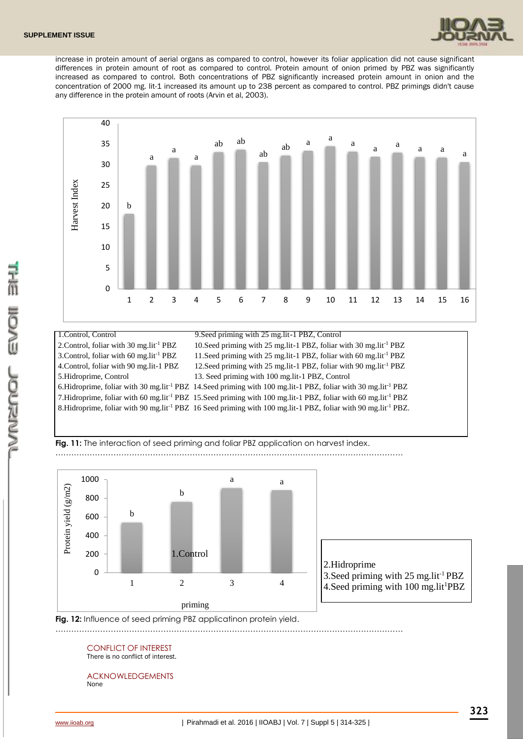increase in protein amount of aerial organs as compared to control, however its foliar application did not cause significant differences in protein amount of root as compared to control. Protein amount of onion primed by PBZ was significantly increased as compared to control. Both concentrations of PBZ significantly increased protein amount in onion and the concentration of 2000 mg. lit-1 increased its amount up to 238 percent as compared to control. PBZ primings didn't cause any difference in the protein amount of roots (Arvin et al, 2003).

| 1.Control, Control | 9.Seed priming with 25 mg.lit-1 PBZ, Control |
|---|---|
| 2.Control, foliar with 30 mg.lit$^{-1}$ PBZ | 10.Seed priming with 25 mg.lit-1 PBZ, foliar with 30 mg.lit$^{-1}$ PBZ |
| 3.Control, foliar with 60 mg.lit$^{-1}$ PBZ | 11.Seed priming with 25 mg.lit-1 PBZ, foliar with 60 mg.lit$^{-1}$ PBZ |
| 4.Control, foliar with 90 mg.lit-1 PBZ | 12.Seed priming with 25 mg.lit-1 PBZ, foliar with 90 mg.lit$^{-1}$ PBZ |
| 5.Hidroprime, Control | 13. Seed priming with 100 mg.lit-1 PBZ, Control |
| 6.Hidroprime, foliar with 30 mg.lit$^{-1}$ PBZ | 14.Seed priming with 100 mg.lit-1 PBZ, foliar with 30 mg.lit$^{-1}$ PBZ |
| 7.Hidroprime, foliar with 60 mg.lit$^{-1}$ PBZ | 15.Seed priming with 100 mg.lit-1 PBZ, foliar with 60 mg.lit$^{-1}$ PBZ |
| 8.Hidroprime, foliar with 90 mg.lit$^{-1}$ PBZ | 16 Seed priming with 100 mg.lit-1 PBZ, foliar with 90 mg.lit$^{-1}$ PBZ. |

**Fig. 11:** The interaction of seed priming and foliar PBZ application on harvest index.

1.Control
2.Hidroprime
3.Seed priming with 25 mg.lit$^{-1}$ PBZ
4.Seed priming with 100 mg.lit$^{1}$PBZ

**Fig. 12:** Influence of seed priming PBZ applicatinon protein yield.

## CONFLICT OF INTEREST

There is no conflict of interest.

## ACKNOWLEDGEMENTS

None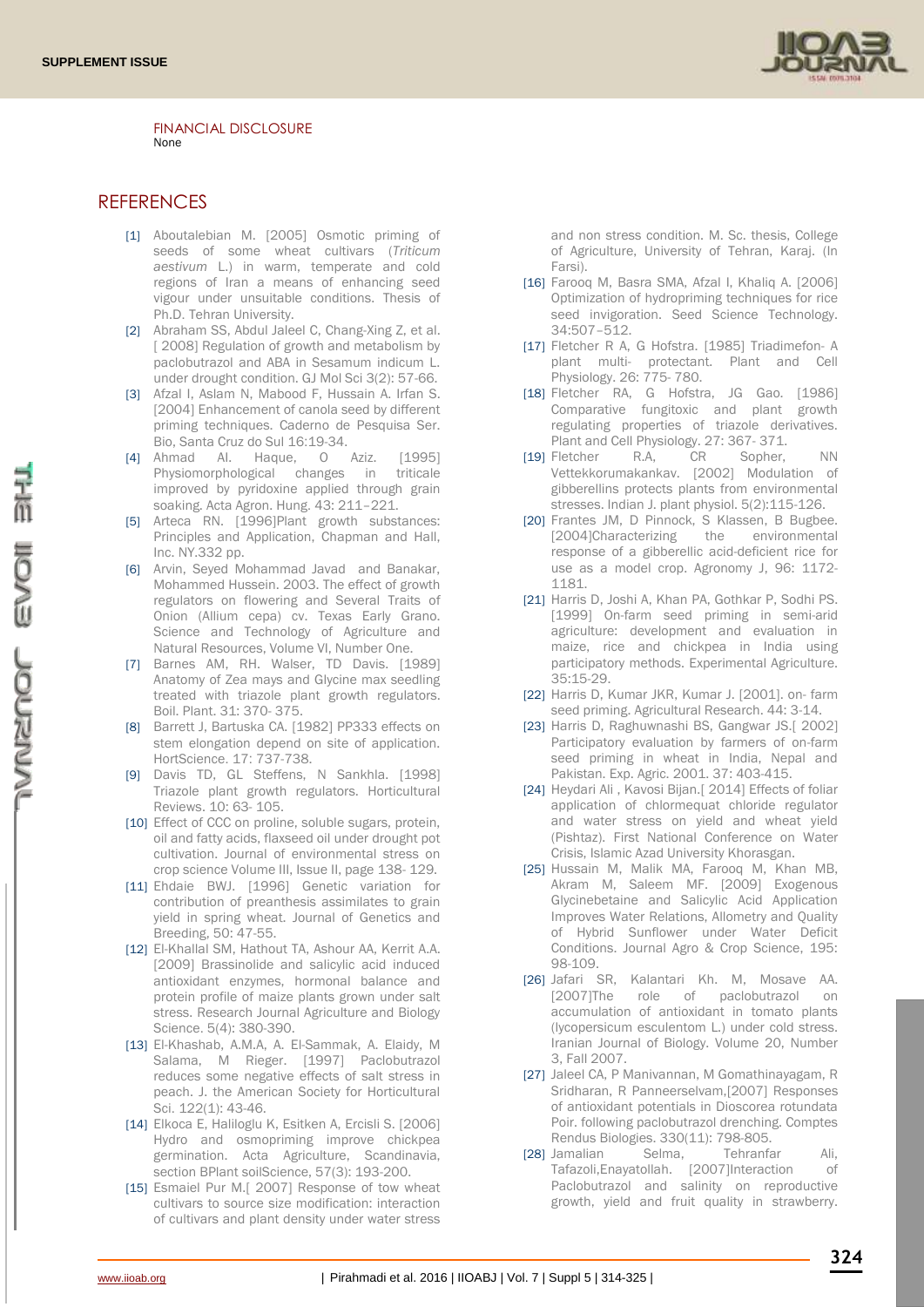FINANCIAL DISCLOSURE

None

## REFERENCES

[1] Aboutalebian M. [2005] Osmotic priming of seeds of some wheat cultivars (*Triticum aestivum* L.) in warm, temperate and cold regions of Iran a means of enhancing seed vigour under unsuitable conditions. Thesis of Ph.D. Tehran University.

[2] Abraham SS, Abdul Jaleel C, Chang-Xing Z, et al. [ 2008] Regulation of growth and metabolism by paclobutrazol and ABA in Sesamum indicum L. under drought condition. GJ Mol Sci 3(2): 57-66.

[3] Afzal I, Aslam N, Mabood F, Hussain A. Irfan S. [2004] Enhancement of canola seed by different priming techniques. Caderno de Pesquisa Ser. Bio, Santa Cruz do Sul 16:19-34.

[4] Ahmad AI. Haque, O Aziz. [1995] Physiomorphological changes in triticale improved by pyridoxine applied through grain soaking. Acta Agron. Hung. 43: 211–221.

[5] Arteca RN. [1996]Plant growth substances: Principles and Application, Chapman and Hall, Inc. NY.332 pp.

[6] Arvin, Seyed Mohammad Javad and Banakar, Mohammed Hussein. 2003. The effect of growth regulators on flowering and Several Traits of Onion (Allium cepa) cv. Texas Early Grano. Science and Technology of Agriculture and Natural Resources, Volume VI, Number One.

[7] Barnes AM, RH. Walser, TD Davis. [1989] Anatomy of Zea mays and Glycine max seedling treated with triazole plant growth regulators. Boil. Plant. 31: 370- 375.

[8] Barrett J, Bartuska CA. [1982] PP333 effects on stem elongation depend on site of application. HortScience. 17: 737-738.

[9] Davis TD, GL Steffens, N Sankhla. [1998] Triazole plant growth regulators. Horticultural Reviews. 10: 63- 105.

[10] Effect of CCC on proline, soluble sugars, protein, oil and fatty acids, flaxseed oil under drought pot cultivation. Journal of environmental stress on crop science Volume III, Issue II, page 138- 129.

[11] Ehdaie BWJ. [1996] Genetic variation for contribution of preanthesis assimilates to grain yield in spring wheat. Journal of Genetics and Breeding, 50: 47-55.

[12] El-Khallal SM, Hathout TA, Ashour AA, Kerrit A.A. [2009] Brassinolide and salicylic acid induced antioxidant enzymes, hormonal balance and protein profile of maize plants grown under salt stress. Research Journal Agriculture and Biology Science. 5(4): 380-390.

[13] El-Khashab, A.M.A, A. El-Sammak, A. Elaidy, M Salama, M Rieger. [1997] Paclobutrazol reduces some negative effects of salt stress in peach. J. the American Society for Horticultural Sci. 122(1): 43-46.

[14] Elkoca E, Haliloglu K, Esitken A, Ercisli S. [2006] Hydro and osmopriming improve chickpea germination. Acta Agriculture, Scandinavia, section BPlant soilScience, 57(3): 193-200.

[15] Esmaiel Pur M.[ 2007] Response of tow wheat cultivars to source size modification: interaction of cultivars and plant density under water stress and non stress condition. M. Sc. thesis, College of Agriculture, University of Tehran, Karaj. (In Farsi).

[16] Farooq M, Basra SMA, Afzal I, Khaliq A. [2006] Optimization of hydropriming techniques for rice seed invigoration. Seed Science Technology. 34:507–512.

[17] Fletcher R A, G Hofstra. [1985] Triadimefon- A plant multi- protectant. Plant and Cell Physiology. 26: 775- 780.

[18] Fletcher RA, G Hofstra, JG Gao. [1986] Comparative fungitoxic and plant growth regulating properties of triazole derivatives. Plant and Cell Physiology. 27: 367- 371.

[19] Fletcher R.A, CR Sopher, NN Vettekkorumakankav. [2002] Modulation of gibberellins protects plants from environmental stresses. Indian J. plant physiol. 5(2):115-126.

[20] Frantes JM, D Pinnock, S Klassen, B Bugbee. [2004]Characterizing the environmental response of a gibberellic acid-deficient rice for use as a model crop. Agronomy J, 96: 1172-1181.

[21] Harris D, Joshi A, Khan PA, Gothkar P, Sodhi PS. [1999] On-farm seed priming in semi-arid agriculture: development and evaluation in maize, rice and chickpea in India using participatory methods. Experimental Agriculture. 35:15-29.

[22] Harris D, Kumar JKR, Kumar J. [2001]. on- farm seed priming. Agricultural Research. 44: 3-14.

[23] Harris D, Raghuwnashi BS, Gangwar JS.[ 2002] Participatory evaluation by farmers of on-farm seed priming in wheat in India, Nepal and Pakistan. Exp. Agric. 2001. 37: 403-415.

[24] Heydari Ali , Kavosi Bijan.[ 2014] Effects of foliar application of chlormequat chloride regulator and water stress on yield and wheat yield (Pishtaz). First National Conference on Water Crisis, Islamic Azad University Khorasgan.

[25] Hussain M, Malik MA, Farooq M, Khan MB, Akram M, Saleem MF. [2009] Exogenous Glycinebetaine and Salicylic Acid Application Improves Water Relations, Allometry and Quality of Hybrid Sunflower under Water Deficit Conditions. Journal Agro & Crop Science, 195: 98-109.

[26] Jafari SR, Kalantari Kh. M, Mosave AA. [2007]The role of paclobutrazol on accumulation of antioxidant in tomato plants (lycopersicum esculentom L.) under cold stress. Iranian Journal of Biology. Volume 20, Number 3, Fall 2007.

[27] Jaleel CA, P Manivannan, M Gomathinayagam, R Sridharan, R Panneerselvam,[2007] Responses of antioxidant potentials in Dioscorea rotundata Poir. following paclobutrazol drenching. Comptes Rendus Biologies. 330(11): 798-805.

[28] Jamalian Selma, Tehranfar Ali, Tafazoli,Enayatollah. [2007]Interaction of Paclobutrazol and salinity on reproductive growth, yield and fruit quality in strawberry.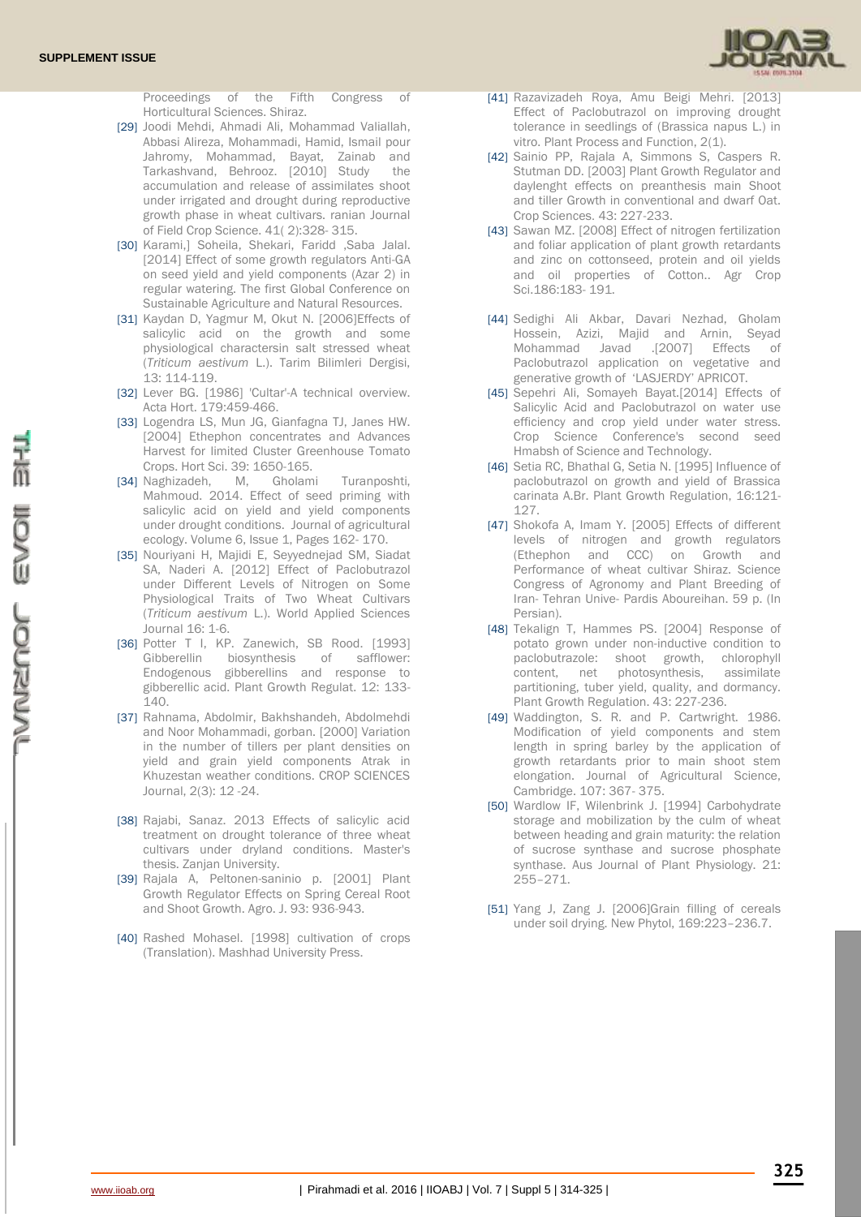Proceedings of the Fifth Congress of Horticultural Sciences. Shiraz.

[29] Joodi Mehdi, Ahmadi Ali, Mohammad Valiallah, Abbasi Alireza, Mohammadi, Hamid, Ismail pour Jahromy, Mohammad, Bayat, Zainab and Tarkashvand, Behrooz. [2010] Study the accumulation and release of assimilates shoot under irrigated and drought during reproductive growth phase in wheat cultivars. ranian Journal of Field Crop Science. 41( 2):328- 315.

[30] Karami,] Soheila, Shekari, Faridd ,Saba Jalal. [2014] Effect of some growth regulators Anti-GA on seed yield and yield components (Azar 2) in regular watering. The first Global Conference on Sustainable Agriculture and Natural Resources.

[31] Kaydan D, Yagmur M, Okut N. [2006]Effects of salicylic acid on the growth and some physiological charactersin salt stressed wheat (*Triticum aestivum* L.). Tarim Bilimleri Dergisi, 13: 114-119.

[32] Lever BG. [1986] 'Cultar'-A technical overview. Acta Hort. 179:459-466.

[33] Logendra LS, Mun JG, Gianfagna TJ, Janes HW. [2004] Ethephon concentrates and Advances Harvest for limited Cluster Greenhouse Tomato Crops. Hort Sci. 39: 1650-165.

[34] Naghizadeh, M, Gholami Turanposhti, Mahmoud. 2014. Effect of seed priming with salicylic acid on yield and yield components under drought conditions. Journal of agricultural ecology. Volume 6, Issue 1, Pages 162- 170.

[35] Nouriyani H, Majidi E, Seyyednejad SM, Siadat SA, Naderi A. [2012] Effect of Paclobutrazol under Different Levels of Nitrogen on Some Physiological Traits of Two Wheat Cultivars (*Triticum aestivum* L.). World Applied Sciences Journal 16: 1-6.

[36] Potter T I, KP. Zanewich, SB Rood. [1993] Gibberellin biosynthesis of safflower: Endogenous gibberellins and response to gibberellic acid. Plant Growth Regulat. 12: 133-140.

[37] Rahnama, Abdolmir, Bakhshandeh, Abdolmehdi and Noor Mohammadi, gorban. [2000] Variation in the number of tillers per plant densities on yield and grain yield components Atrak in Khuzestan weather conditions. CROP SCIENCES Journal, 2(3): 12 -24.

[38] Rajabi, Sanaz. 2013 Effects of salicylic acid treatment on drought tolerance of three wheat cultivars under dryland conditions. Master's thesis. Zanjan University.

[39] Rajala A, Peltonen-saninio p. [2001] Plant Growth Regulator Effects on Spring Cereal Root and Shoot Growth. Agro. J. 93: 936-943.

[40] Rashed Mohasel. [1998] cultivation of crops (Translation). Mashhad University Press.

[41] Razavizadeh Roya, Amu Beigi Mehri. [2013] Effect of Paclobutrazol on improving drought tolerance in seedlings of (Brassica napus L.) in vitro. Plant Process and Function, 2(1).

[42] Sainio PP, Rajala A, Simmons S, Caspers R. Stutman DD. [2003] Plant Growth Regulator and daylenght effects on preanthesis main Shoot and tiller Growth in conventional and dwarf Oat. Crop Sciences. 43: 227-233.

[43] Sawan MZ. [2008] Effect of nitrogen fertilization and foliar application of plant growth retardants and zinc on cottonseed, protein and oil yields and oil properties of Cotton.. Agr Crop Sci.186:183- 191.

[44] Sedighi Ali Akbar, Davari Nezhad, Gholam Hossein, Azizi, Majid and Arnin, Seyad Mohammad Javad .[2007] Effects of Paclobutrazol application on vegetative and generative growth of 'LASJERDY' APRICOT.

[45] Sepehri Ali, Somayeh Bayat.[2014] Effects of Salicylic Acid and Paclobutrazol on water use efficiency and crop yield under water stress. Crop Science Conference's second seed Hmabsh of Science and Technology.

[46] Setia RC, Bhathal G, Setia N. [1995] Influence of paclobutrazol on growth and yield of Brassica carinata A.Br. Plant Growth Regulation, 16:121-127.

[47] Shokofa A, Imam Y. [2005] Effects of different levels of nitrogen and growth regulators (Ethephon and CCC) on Growth and Performance of wheat cultivar Shiraz. Science Congress of Agronomy and Plant Breeding of Iran- Tehran Unive- Pardis Aboureihan. 59 p. (In Persian).

[48] Tekalign T, Hammes PS. [2004] Response of potato grown under non-inductive condition to paclobutrazole: shoot growth, chlorophyll content, net photosynthesis, assimilate partitioning, tuber yield, quality, and dormancy. Plant Growth Regulation. 43: 227-236.

[49] Waddington, S. R. and P. Cartwright. 1986. Modification of yield components and stem length in spring barley by the application of growth retardants prior to main shoot stem elongation. Journal of Agricultural Science, Cambridge. 107: 367- 375.

[50] Wardlow IF, Wilenbrink J. [1994] Carbohydrate storage and mobilization by the culm of wheat between heading and grain maturity: the relation of sucrose synthase and sucrose phosphate synthase. Aus Journal of Plant Physiology. 21: 255–271.

[51] Yang J, Zang J. [2006]Grain filling of cereals under soil drying. New Phytol, 169:223–236.7.